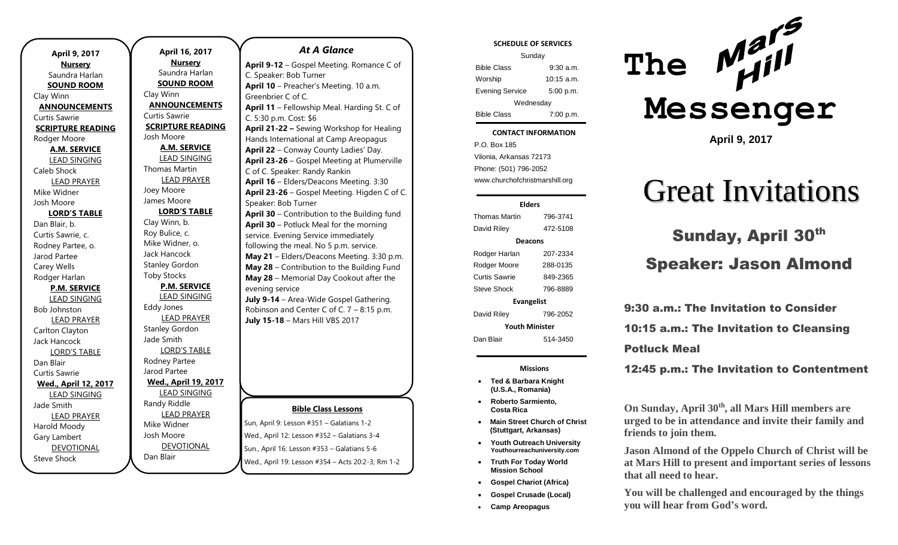**April 9, 2017**

**Nursery**
Saundra Harlan

**SOUND ROOM**
Clay Winn

**ANNOUNCEMENTS**
Curtis Sawrie

**SCRIPTURE READING**
Rodger Moore

**A.M. SERVICE**

LEAD SINGING
Caleb Shock

LEAD PRAYER
Mike Widner
Josh Moore

**LORD'S TABLE**
Dan Blair, b.
Curtis Sawrie, c.
Rodney Partee, o.
Jarod Partee
Carey Wells
Rodger Harlan

**P.M. SERVICE**

LEAD SINGING
Bob Johnston

LEAD PRAYER
Carlton Clayton
Jack Hancock

LORD'S TABLE
Dan Blair
Curtis Sawrie

**Wed., April 12, 2017**

LEAD SINGING
Jade Smith

LEAD PRAYER
Harold Moody
Gary Lambert

DEVOTIONAL
Steve Shock

**April 16, 2017**

**Nursery**
Saundra Harlan

**SOUND ROOM**
Clay Winn

**ANNOUNCEMENTS**
Curtis Sawrie

**SCRIPTURE READING**
Josh Moore

**A.M. SERVICE**

LEAD SINGING
Thomas Martin

LEAD PRAYER
Joey Moore
James Moore

**LORD'S TABLE**
Clay Winn, b.
Roy Bulice, c.
Mike Widner, o.
Jack Hancock
Stanley Gordon
Toby Stocks

**P.M. SERVICE**

LEAD SINGING
Eddy Jones

LEAD PRAYER
Stanley Gordon
Jade Smith

LORD'S TABLE
Rodney Partee
Jarod Partee

**Wed., April 19, 2017**

LEAD SINGING
Randy Riddle

LEAD PRAYER
Mike Widner
Josh Moore

DEVOTIONAL
Dan Blair

## *At A Glance*

**April 9-12** – Gospel Meeting. Romance C of C. Speaker: Bob Turner
**April 10** – Preacher's Meeting. 10 a.m. Greenbrier C of C.
**April 11** – Fellowship Meal. Harding St. C of C. 5:30 p.m. Cost: $6
**April 21-22 –** Sewing Workshop for Healing Hands International at Camp Areopagus
**April 22** – Conway County Ladies' Day.
**April 23-26** – Gospel Meeting at Plumerville C of C. Speaker: Randy Rankin
**April 16** – Elders/Deacons Meeting. 3:30
**April 23-26** – Gospel Meeting. Higden C of C. Speaker: Bob Turner
**April 30** – Contribution to the Building fund
**April 30** – Potluck Meal for the morning service. Evening Service immediately following the meal. No 5 p.m. service.
**May 21** – Elders/Deacons Meeting. 3:30 p.m.
**May 28** – Contribution to the Building Fund
**May 28** – Memorial Day Cookout after the evening service
**July 9-14** – Area-Wide Gospel Gathering. Robinson and Center C of C. 7 – 8:15 p.m.
**July 15-18** – Mars Hill VBS 2017

**Bible Class Lessons**

Sun, April 9: Lesson #351 – Galatians 1-2
Wed., April 12: Lesson #352 – Galatians 3-4
Sun., April 16: Lesson #353 – Galatians 5-6
Wed., April 19: Lesson #354 – Acts 20:2-3; Rm 1-2

**SCHEDULE OF SERVICES**

| Sunday | |
|---|---|
| Bible Class | 9:30 a.m. |
| Worship | 10:15 a.m. |
| Evening Service | 5:00 p.m. |
| Wednesday | |
| Bible Class | 7:00 p.m. |

**CONTACT INFORMATION**

P.O. Box 185
Vilonia, Arkansas 72173
Phone: (501) 796-2052
www.churchofchristmarshill.org

**Elders**

| | |
|---|---|
| Thomas Martin | 796-3741 |
| David Riley | 472-5108 |
| **Deacons** | |
| Rodger Harlan | 207-2334 |
| Rodger Moore | 288-0135 |
| Curtis Sawrie | 849-2365 |
| Steve Shock | 796-8889 |
| **Evangelist** | |
| David Riley | 796-2052 |
| **Youth Minister** | |
| Dan Blair | 514-3450 |

**Missions**

- **Ted & Barbara Knight (U.S.A., Romania)**
- **Roberto Sarmiento, Costa Rica**
- **Main Street Church of Christ (Stuttgart, Arkansas)**
- **Youth Outreach University Youthourreachuniversity.com**
- **Truth For Today World Mission School**
- **Gospel Chariot (Africa)**
- **Gospel Crusade (Local)**
- **Camp Areopagus**

# The Mars Hill Messenger

**April 9, 2017**

# Great Invitations

## Sunday, April 30th

## Speaker: Jason Almond

**9:30 a.m.: The Invitation to Consider**

**10:15 a.m.: The Invitation to Cleansing**

**Potluck Meal**

**12:45 p.m.: The Invitation to Contentment**

**On Sunday, April 30th, all Mars Hill members are urged to be in attendance and invite their family and friends to join them.**

**Jason Almond of the Oppelo Church of Christ will be at Mars Hill to present and important series of lessons that all need to hear.**

**You will be challenged and encouraged by the things you will hear from God's word.**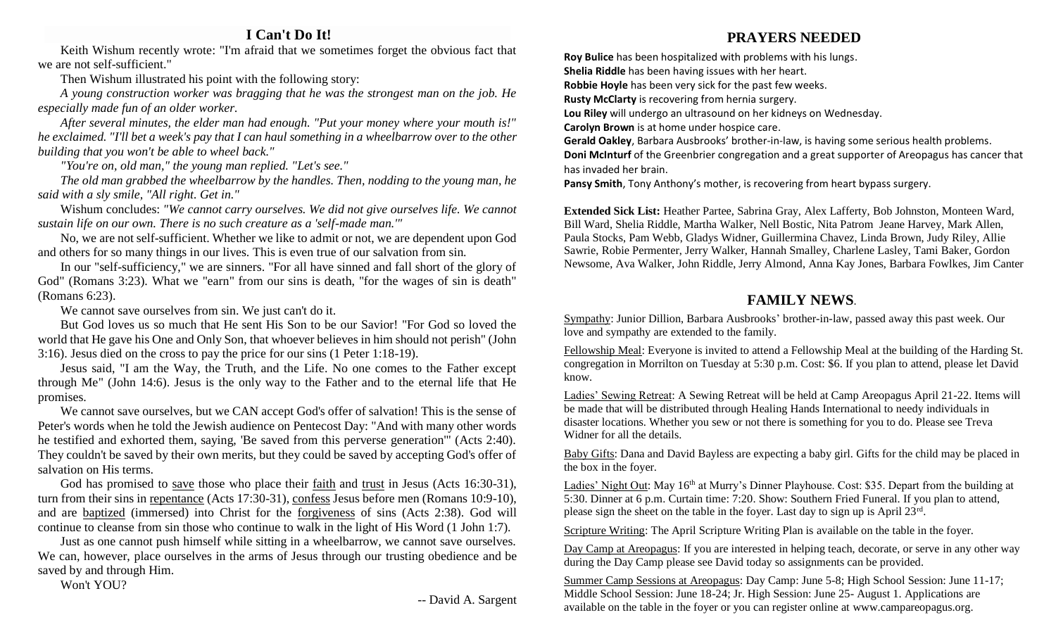## I Can't Do It!

Keith Wishum recently wrote: "I'm afraid that we sometimes forget the obvious fact that we are not self-sufficient."

Then Wishum illustrated his point with the following story:

*A young construction worker was bragging that he was the strongest man on the job. He especially made fun of an older worker.*

*After several minutes, the elder man had enough. "Put your money where your mouth is!" he exclaimed. "I'll bet a week's pay that I can haul something in a wheelbarrow over to the other building that you won't be able to wheel back."*

*"You're on, old man," the young man replied. "Let's see."*

*The old man grabbed the wheelbarrow by the handles. Then, nodding to the young man, he said with a sly smile, "All right. Get in."*

Wishum concludes: *"We cannot carry ourselves. We did not give ourselves life. We cannot sustain life on our own. There is no such creature as a 'self-made man.'"*

No, we are not self-sufficient. Whether we like to admit or not, we are dependent upon God and others for so many things in our lives. This is even true of our salvation from sin.

In our "self-sufficiency," we are sinners. "For all have sinned and fall short of the glory of God" (Romans 3:23). What we "earn" from our sins is death, "for the wages of sin is death" (Romans 6:23).

We cannot save ourselves from sin. We just can't do it.

But God loves us so much that He sent His Son to be our Savior! "For God so loved the world that He gave his One and Only Son, that whoever believes in him should not perish" (John 3:16). Jesus died on the cross to pay the price for our sins (1 Peter 1:18-19).

Jesus said, "I am the Way, the Truth, and the Life. No one comes to the Father except through Me" (John 14:6). Jesus is the only way to the Father and to the eternal life that He promises.

We cannot save ourselves, but we CAN accept God's offer of salvation! This is the sense of Peter's words when he told the Jewish audience on Pentecost Day: "And with many other words he testified and exhorted them, saying, 'Be saved from this perverse generation'" (Acts 2:40). They couldn't be saved by their own merits, but they could be saved by accepting God's offer of salvation on His terms.

God has promised to save those who place their faith and trust in Jesus (Acts 16:30-31), turn from their sins in repentance (Acts 17:30-31), confess Jesus before men (Romans 10:9-10), and are baptized (immersed) into Christ for the forgiveness of sins (Acts 2:38). God will continue to cleanse from sin those who continue to walk in the light of His Word (1 John 1:7).

Just as one cannot push himself while sitting in a wheelbarrow, we cannot save ourselves. We can, however, place ourselves in the arms of Jesus through our trusting obedience and be saved by and through Him.

Won't YOU?

-- David A. Sargent

## PRAYERS NEEDED

**Roy Bulice** has been hospitalized with problems with his lungs.
**Shelia Riddle** has been having issues with her heart.
**Robbie Hoyle** has been very sick for the past few weeks.
**Rusty McClarty** is recovering from hernia surgery.
**Lou Riley** will undergo an ultrasound on her kidneys on Wednesday.
**Carolyn Brown** is at home under hospice care.
**Gerald Oakley**, Barbara Ausbrooks' brother-in-law, is having some serious health problems.
**Doni McInturf** of the Greenbrier congregation and a great supporter of Areopagus has cancer that has invaded her brain.
**Pansy Smith**, Tony Anthony's mother, is recovering from heart bypass surgery.

**Extended Sick List:** Heather Partee, Sabrina Gray, Alex Lafferty, Bob Johnston, Monteen Ward, Bill Ward, Shelia Riddle, Martha Walker, Nell Bostic, Nita Patrom Jeane Harvey, Mark Allen, Paula Stocks, Pam Webb, Gladys Widner, Guillermina Chavez, Linda Brown, Judy Riley, Allie Sawrie, Robie Permenter, Jerry Walker, Hannah Smalley, Charlene Lasley, Tami Baker, Gordon Newsome, Ava Walker, John Riddle, Jerry Almond, Anna Kay Jones, Barbara Fowlkes, Jim Canter

## FAMILY NEWS.

Sympathy: Junior Dillion, Barbara Ausbrooks' brother-in-law, passed away this past week. Our love and sympathy are extended to the family.

Fellowship Meal: Everyone is invited to attend a Fellowship Meal at the building of the Harding St. congregation in Morrilton on Tuesday at 5:30 p.m. Cost: $6. If you plan to attend, please let David know.

Ladies' Sewing Retreat: A Sewing Retreat will be held at Camp Areopagus April 21-22. Items will be made that will be distributed through Healing Hands International to needy individuals in disaster locations. Whether you sew or not there is something for you to do. Please see Treva Widner for all the details.

Baby Gifts: Dana and David Bayless are expecting a baby girl. Gifts for the child may be placed in the box in the foyer.

Ladies' Night Out: May 16th at Murry's Dinner Playhouse. Cost: $35. Depart from the building at 5:30. Dinner at 6 p.m. Curtain time: 7:20. Show: Southern Fried Funeral. If you plan to attend, please sign the sheet on the table in the foyer. Last day to sign up is April 23rd.

Scripture Writing: The April Scripture Writing Plan is available on the table in the foyer.

Day Camp at Areopagus: If you are interested in helping teach, decorate, or serve in any other way during the Day Camp please see David today so assignments can be provided.

Summer Camp Sessions at Areopagus: Day Camp: June 5-8; High School Session: June 11-17; Middle School Session: June 18-24; Jr. High Session: June 25- August 1. Applications are available on the table in the foyer or you can register online at www.campareopagus.org.